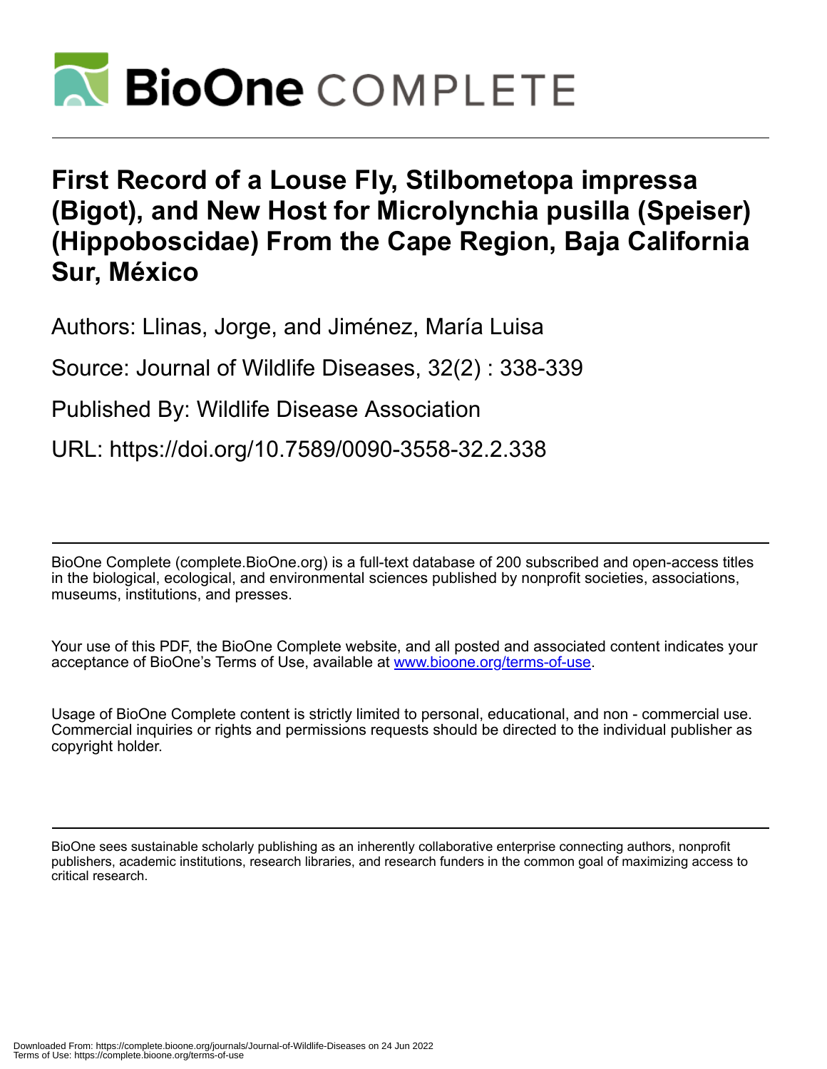# First Record of a Louse Fly, Stilbometopa impressa (Bigot), and New Host for Microlynchia pusilla (Speiser) (Hippoboscidae) From the Cape Region, Baja California Sur, México

Authors: Llinas, Jorge, and Jiménez, María Luisa

Source: Journal of Wildlife Diseases, 32(2) : 338-339

Published By: Wildlife Disease Association

URL: https://doi.org/10.7589/0090-3558-32.2.338

BioOne Complete (complete.BioOne.org) is a full-text database of 200 subscribed and open-access titles in the biological, ecological, and environmental sciences published by nonprofit societies, associations, museums, institutions, and presses.

Your use of this PDF, the BioOne Complete website, and all posted and associated content indicates your acceptance of BioOne's Terms of Use, available at www.bioone.org/terms-of-use.

Usage of BioOne Complete content is strictly limited to personal, educational, and non - commercial use. Commercial inquiries or rights and permissions requests should be directed to the individual publisher as copyright holder.

BioOne sees sustainable scholarly publishing as an inherently collaborative enterprise connecting authors, nonprofit publishers, academic institutions, research libraries, and research funders in the common goal of maximizing access to critical research.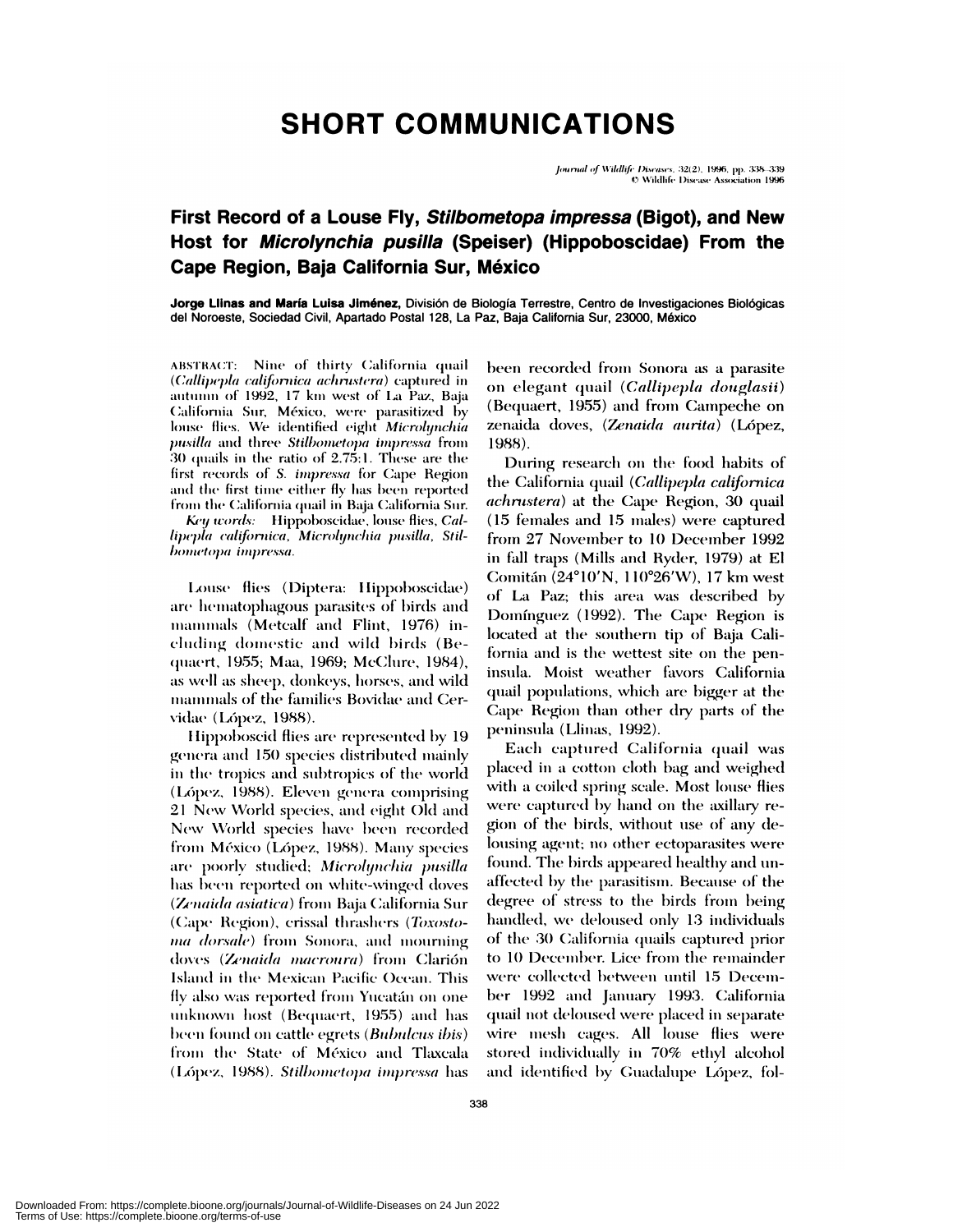# SHORT COMMUNICATIONS

## First Record of a Louse Fly, *Stilbometopa impressa* (Bigot), and New Host for *Microlynchia pusilla* (Speiser) (Hippoboscidae) From the Cape Region, Baja California Sur, México

**Jorge Llinas and María Luisa Jiménez,** División de Biología Terrestre, Centro de Investigaciones Biológicas del Noroeste, Sociedad Civil, Apartado Postal 128, La Paz, Baja California Sur, 23000, México

ABSTRACT: Nine of thirty California quail (*Callipepla californica achrustera*) captured in autumn of 1992, 17 km west of La Paz, Baja California Sur, México, were parasitized by louse flies. We identified eight *Microlynchia pusilla* and three *Stilbometopa impressa* from 30 quails in the ratio of 2.75:1. These are the first records of *S. impressa* for Cape Region and the first time either fly has been reported from the California quail in Baja California Sur.

*Key words:* Hippoboscidae, louse flies, *Callipepla californica*, *Microlynchia pusilla*, *Stilbometopa impressa*.

Louse flies (Diptera: Hippoboscidae) are hematophagous parasites of birds and mammals (Metcalf and Flint, 1976) including domestic and wild birds (Bequaert, 1955; Maa, 1969; McClure, 1984), as well as sheep, donkeys, horses, and wild mammals of the families Bovidae and Cervidae (López, 1988).

Hippoboscid flies are represented by 19 genera and 150 species distributed mainly in the tropics and subtropics of the world (López, 1988). Eleven genera comprising 21 New World species, and eight Old and New World species have been recorded from México (López, 1988). Many species are poorly studied; *Microlynchia pusilla* has been reported on white-winged doves (*Zenaida asiatica*) from Baja California Sur (Cape Region), crissal thrashers (*Toxostoma dorsale*) from Sonora, and mourning doves (*Zenaida macroura*) from Clarión Island in the Mexican Pacific Ocean. This fly also was reported from Yucatán on one unknown host (Bequaert, 1955) and has been found on cattle egrets (*Bubulcus ibis*) from the State of México and Tlaxcala (López, 1988). *Stilbometopa impressa* has been recorded from Sonora as a parasite on elegant quail (*Callipepla douglasii*) (Bequaert, 1955) and from Campeche on zenaida doves, (*Zenaida aurita*) (López, 1988).

During research on the food habits of the California quail (*Callipepla californica achrustera*) at the Cape Region, 30 quail (15 females and 15 males) were captured from 27 November to 10 December 1992 in fall traps (Mills and Ryder, 1979) at El Comitán (24°10′N, 110°26′W), 17 km west of La Paz; this area was described by Domínguez (1992). The Cape Region is located at the southern tip of Baja California and is the wettest site on the peninsula. Moist weather favors California quail populations, which are bigger at the Cape Region than other dry parts of the peninsula (Llinas, 1992).

Each captured California quail was placed in a cotton cloth bag and weighed with a coiled spring scale. Most louse flies were captured by hand on the axillary region of the birds, without use of any delousing agent; no other ectoparasites were found. The birds appeared healthy and unaffected by the parasitism. Because of the degree of stress to the birds from being handled, we deloused only 13 individuals of the 30 California quails captured prior to 10 December. Lice from the remainder were collected between until 15 December 1992 and January 1993. California quail not deloused were placed in separate wire mesh cages. All louse flies were stored individually in 70% ethyl alcohol and identified by Guadalupe López, fol-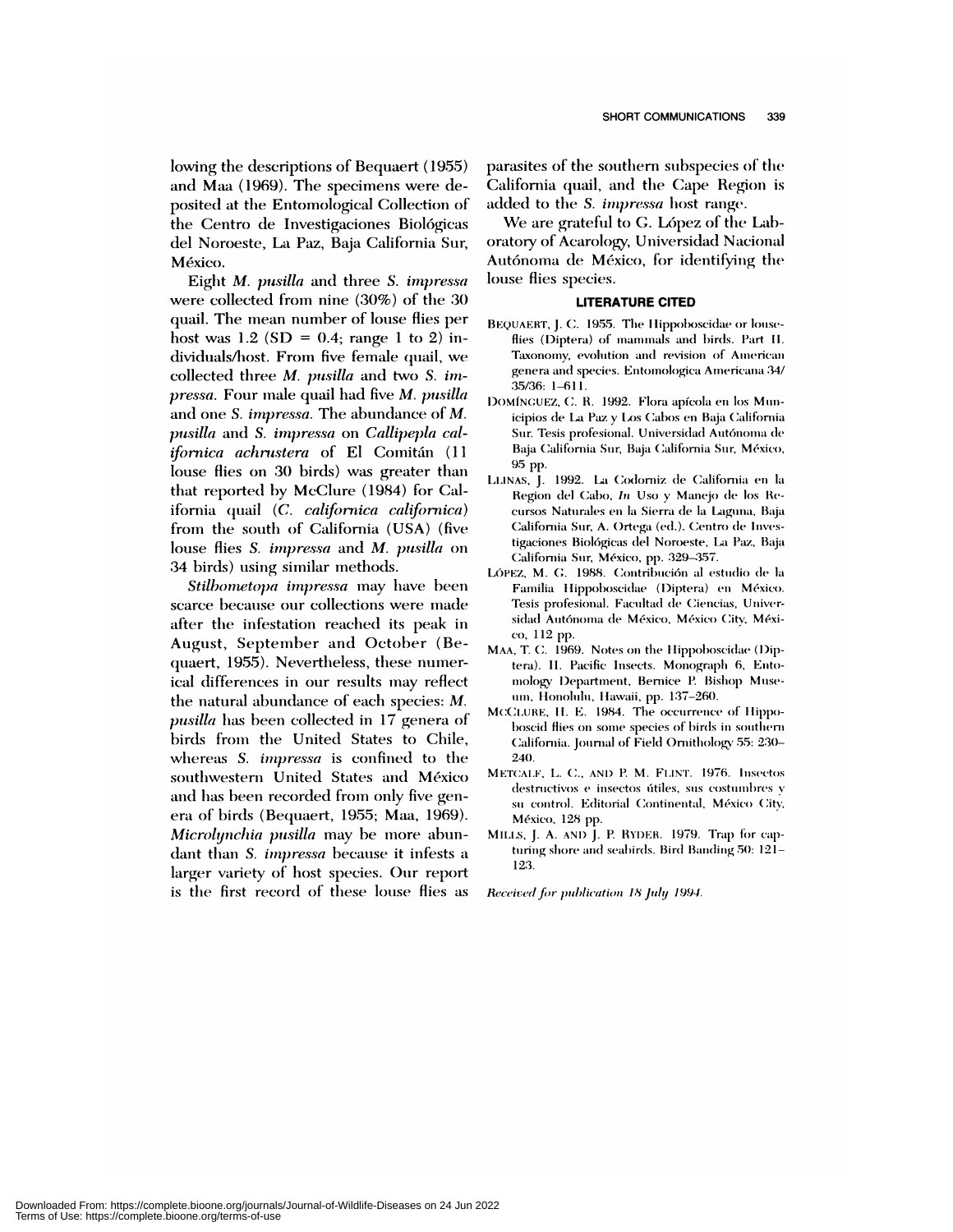lowing the descriptions of Bequaert (1955) and Maa (1969). The specimens were deposited at the Entomological Collection of the Centro de Investigaciones Biológicas del Noroeste, La Paz, Baja California Sur, México.

Eight *M. pusilla* and three *S. impressa* were collected from nine (30%) of the 30 quail. The mean number of louse flies per host was 1.2 (SD = 0.4; range 1 to 2) individuals/host. From five female quail, we collected three *M. pusilla* and two *S. impressa*. Four male quail had five *M. pusilla* and one *S. impressa*. The abundance of *M. pusilla* and *S. impressa* on *Callipepla californica achrustera* of El Comitán (11 louse flies on 30 birds) was greater than that reported by McClure (1984) for California quail (*C. californica californica*) from the south of California (USA) (five louse flies *S. impressa* and *M. pusilla* on 34 birds) using similar methods.

*Stilbometopa impressa* may have been scarce because our collections were made after the infestation reached its peak in August, September and October (Bequaert, 1955). Nevertheless, these numerical differences in our results may reflect the natural abundance of each species: *M. pusilla* has been collected in 17 genera of birds from the United States to Chile, whereas *S. impressa* is confined to the southwestern United States and México and has been recorded from only five genera of birds (Bequaert, 1955; Maa, 1969). *Microlynchia pusilla* may be more abundant than *S. impressa* because it infests a larger variety of host species. Our report is the first record of these louse flies as parasites of the southern subspecies of the California quail, and the Cape Region is added to the *S. impressa* host range.

We are grateful to G. López of the Laboratory of Acarology, Universidad Nacional Autónoma de México, for identifying the louse flies species.

## LITERATURE CITED

BEQUAERT, J. C. 1955. The Hippoboscidae or louse-flies (Diptera) of mammals and birds. Part II. Taxonomy, evolution and revision of American genera and species. Entomologica Americana 34/35/36: 1–611.

DOMÍNGUEZ, C. R. 1992. Flora apícola en los Municipios de La Paz y Los Cabos en Baja California Sur. Tesis profesional. Universidad Autónoma de Baja California Sur, Baja California Sur, México, 95 pp.

LLINAS, J. 1992. La Codorniz de California en la Region del Cabo, *In* Uso y Manejo de los Recursos Naturales en la Sierra de la Laguna, Baja California Sur, A. Ortega (ed.). Centro de Investigaciones Biológicas del Noroeste, La Paz, Baja California Sur, México, pp. 329–357.

LÓPEZ, M. G. 1988. Contribución al estudio de la Familia Hippoboscidae (Diptera) en México. Tesis profesional. Facultad de Ciencias, Universidad Autónoma de México, México City, México, 112 pp.

MAA, T. C. 1969. Notes on the Hippoboscidae (Diptera). II. Pacific Insects. Monograph 6, Entomology Department, Bernice P. Bishop Museum, Honolulu, Hawaii, pp. 137–260.

MCCLURE, H. E. 1984. The occurrence of Hippoboscid flies on some species of birds in southern California. Journal of Field Ornithology 55: 230–240.

METCALF, L. C., AND P. M. FLINT. 1976. Insectos destructivos e insectos útiles, sus costumbres y su control. Editorial Continental, México City, México, 128 pp.

MILLS, J. A. AND J. P. RYDER. 1979. Trap for capturing shore and seabirds. Bird Banding 50: 121–123.

*Received for publication 18 July 1994.*